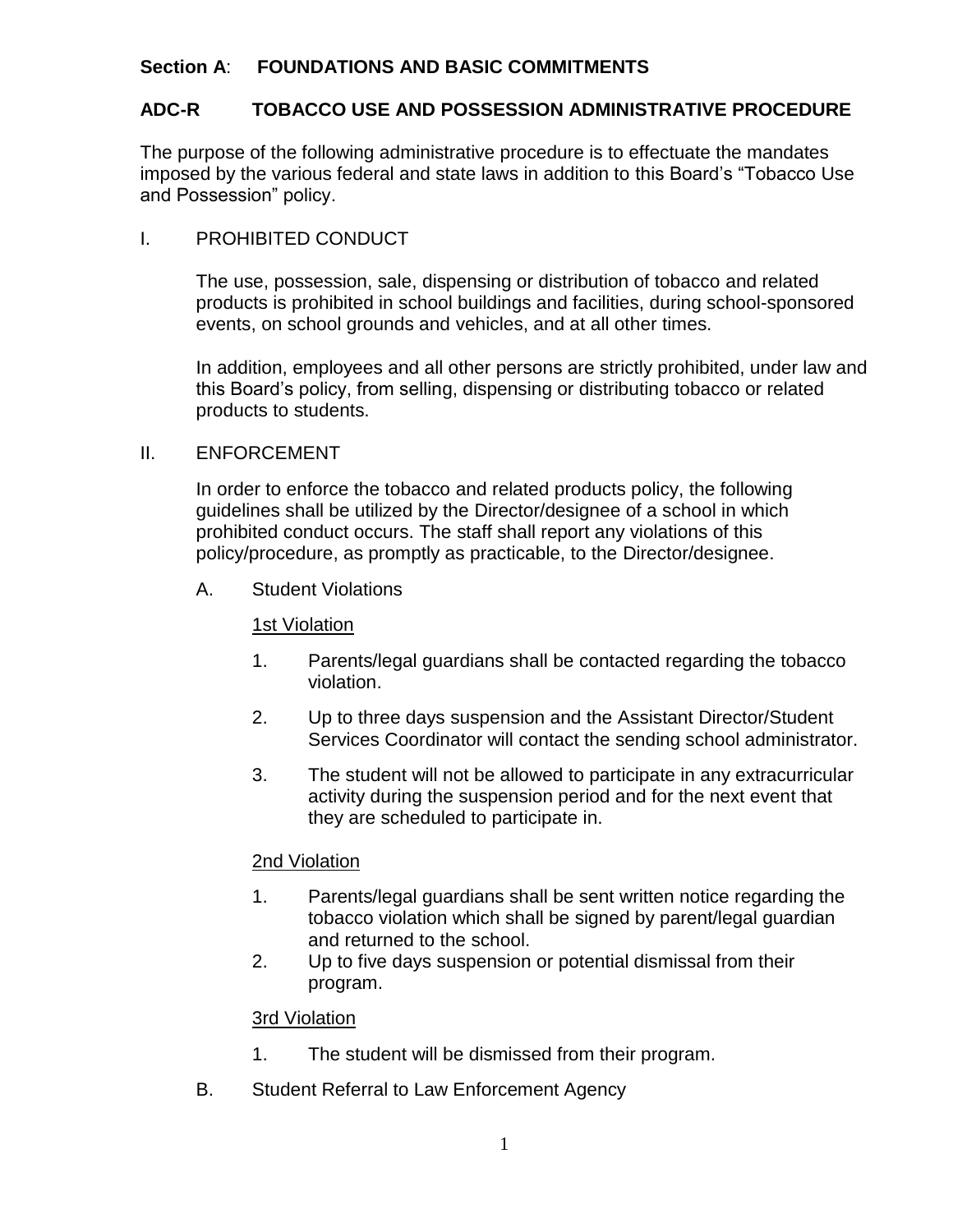**Section A**: **FOUNDATIONS AND BASIC COMMITMENTS**

# ADC-R TOBACCO USE AND POSSESSION ADMINISTRATIVE PROCEDURE

The purpose of the following administrative procedure is to effectuate the mandates imposed by the various federal and state laws in addition to this Board's "Tobacco Use and Possession" policy.

## I. PROHIBITED CONDUCT

The use, possession, sale, dispensing or distribution of tobacco and related products is prohibited in school buildings and facilities, during school-sponsored events, on school grounds and vehicles, and at all other times.

In addition, employees and all other persons are strictly prohibited, under law and this Board's policy, from selling, dispensing or distributing tobacco or related products to students.

## II. ENFORCEMENT

In order to enforce the tobacco and related products policy, the following guidelines shall be utilized by the Director/designee of a school in which prohibited conduct occurs. The staff shall report any violations of this policy/procedure, as promptly as practicable, to the Director/designee.

### A. Student Violations

<u>1st Violation</u>

1. Parents/legal guardians shall be contacted regarding the tobacco violation.
2. Up to three days suspension and the Assistant Director/Student Services Coordinator will contact the sending school administrator.
3. The student will not be allowed to participate in any extracurricular activity during the suspension period and for the next event that they are scheduled to participate in.

<u>2nd Violation</u>

1. Parents/legal guardians shall be sent written notice regarding the tobacco violation which shall be signed by parent/legal guardian and returned to the school.
2. Up to five days suspension or potential dismissal from their program.

<u>3rd Violation</u>

1. The student will be dismissed from their program.

### B. Student Referral to Law Enforcement Agency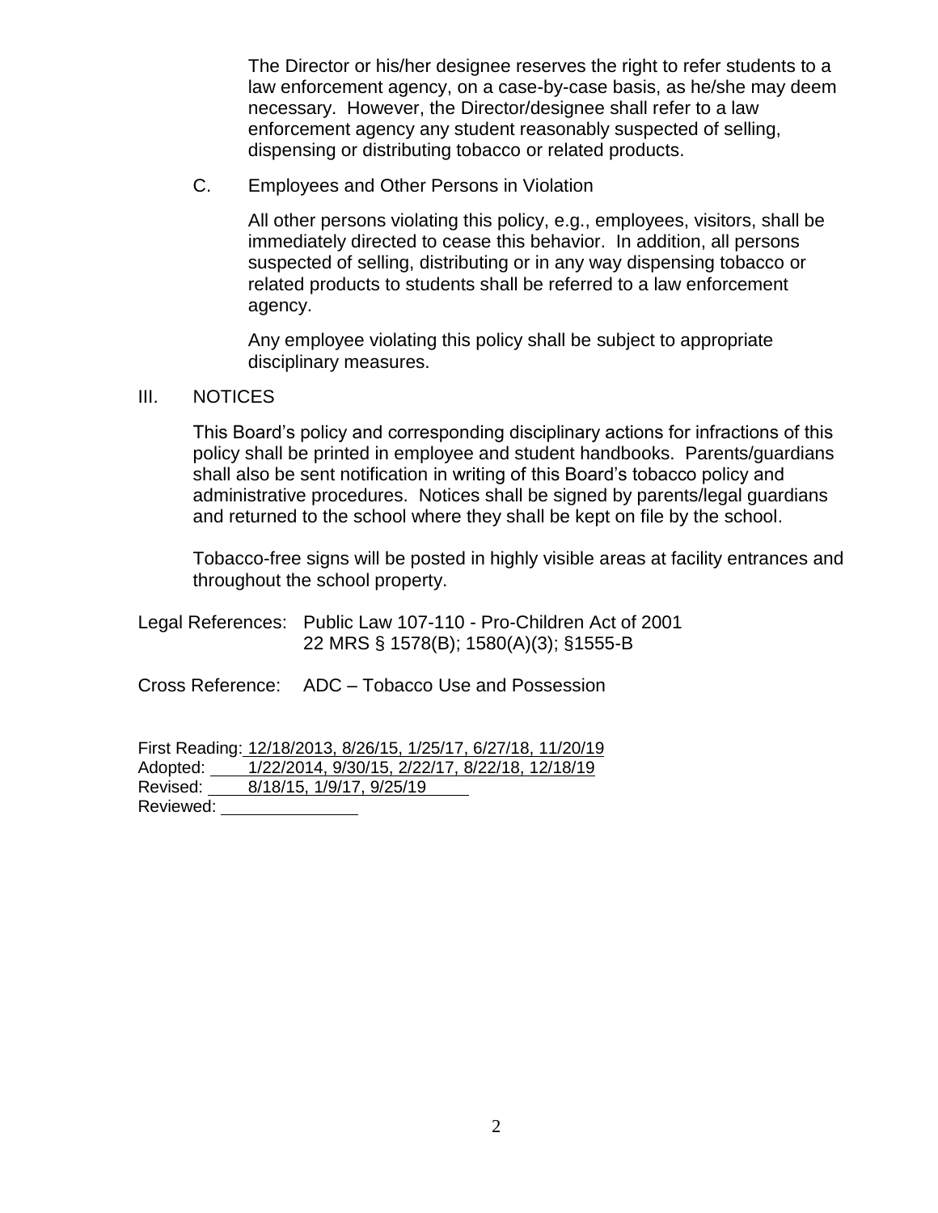The Director or his/her designee reserves the right to refer students to a law enforcement agency, on a case-by-case basis, as he/she may deem necessary. However, the Director/designee shall refer to a law enforcement agency any student reasonably suspected of selling, dispensing or distributing tobacco or related products.

C. Employees and Other Persons in Violation

All other persons violating this policy, e.g., employees, visitors, shall be immediately directed to cease this behavior. In addition, all persons suspected of selling, distributing or in any way dispensing tobacco or related products to students shall be referred to a law enforcement agency.

Any employee violating this policy shall be subject to appropriate disciplinary measures.

## III. NOTICES

This Board's policy and corresponding disciplinary actions for infractions of this policy shall be printed in employee and student handbooks. Parents/guardians shall also be sent notification in writing of this Board's tobacco policy and administrative procedures. Notices shall be signed by parents/legal guardians and returned to the school where they shall be kept on file by the school.

Tobacco-free signs will be posted in highly visible areas at facility entrances and throughout the school property.

Legal References: Public Law 107-110 - Pro-Children Act of 2001
22 MRS § 1578(B); 1580(A)(3); §1555-B

Cross Reference: ADC – Tobacco Use and Possession

First Reading: 12/18/2013, 8/26/15, 1/25/17, 6/27/18, 11/20/19
Adopted: 1/22/2014, 9/30/15, 2/22/17, 8/22/18, 12/18/19
Revised: 8/18/15, 1/9/17, 9/25/19
Reviewed: